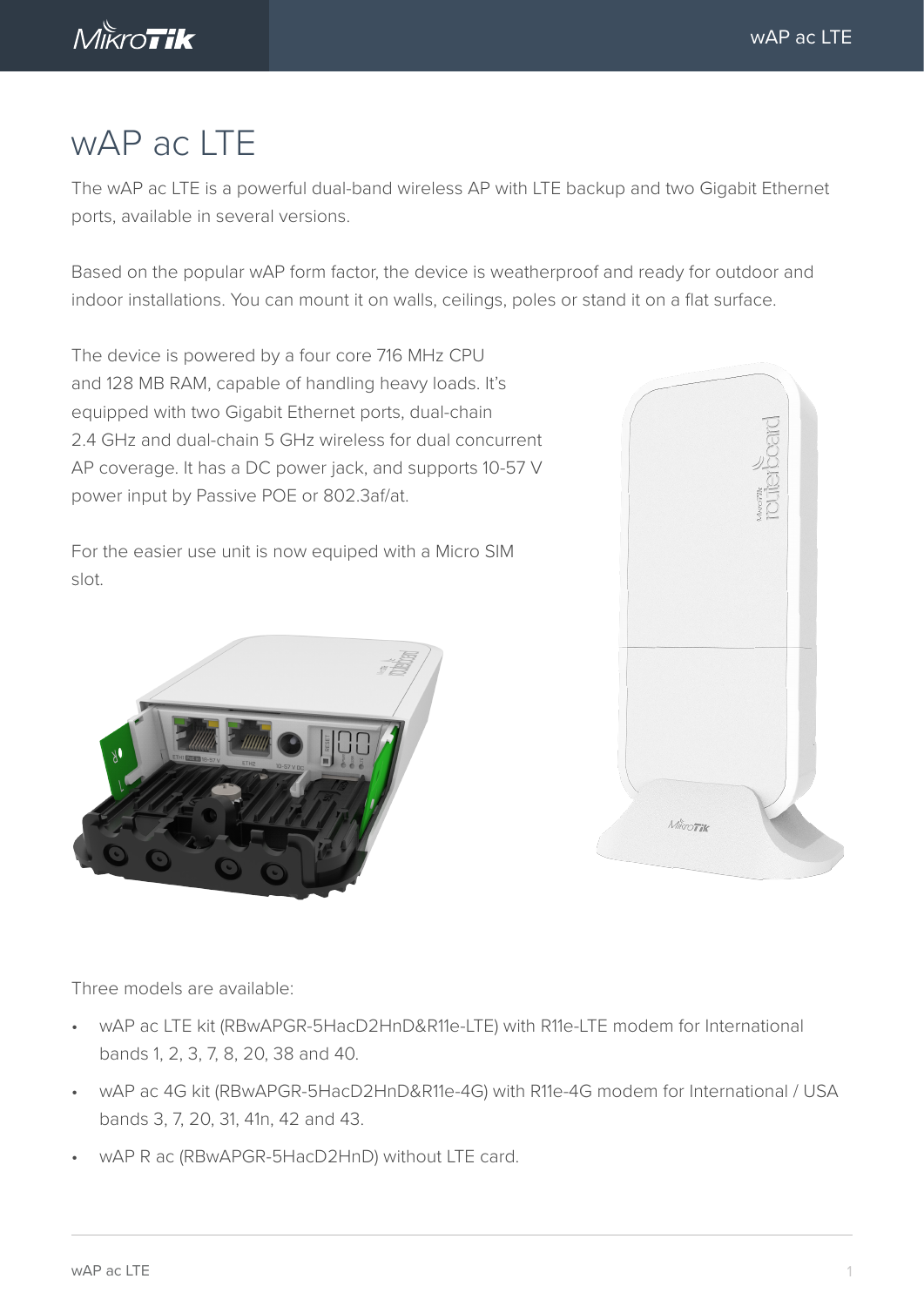# wAP ac LTE

The wAP ac LTE is a powerful dual-band wireless AP with LTE backup and two Gigabit Ethernet ports, available in several versions.

Based on the popular wAP form factor, the device is weatherproof and ready for outdoor and indoor installations. You can mount it on walls, ceilings, poles or stand it on a flat surface.

The device is powered by a four core 716 MHz CPU and 128 MB RAM, capable of handling heavy loads. It's equipped with two Gigabit Ethernet ports, dual-chain 2.4 GHz and dual-chain 5 GHz wireless for dual concurrent AP coverage. It has a DC power jack, and supports 10-57 V power input by Passive POE or 802.3af/at.

For the easier use unit is now equiped with a Micro SIM slot.

Three models are available:

- wAP ac LTE kit (RBwAPGR-5HacD2HnD&R11e-LTE) with R11e-LTE modem for International bands 1, 2, 3, 7, 8, 20, 38 and 40.
- wAP ac 4G kit (RBwAPGR-5HacD2HnD&R11e-4G) with R11e-4G modem for International / USA bands 3, 7, 20, 31, 41n, 42 and 43.
- wAP R ac (RBwAPGR-5HacD2HnD) without LTE card.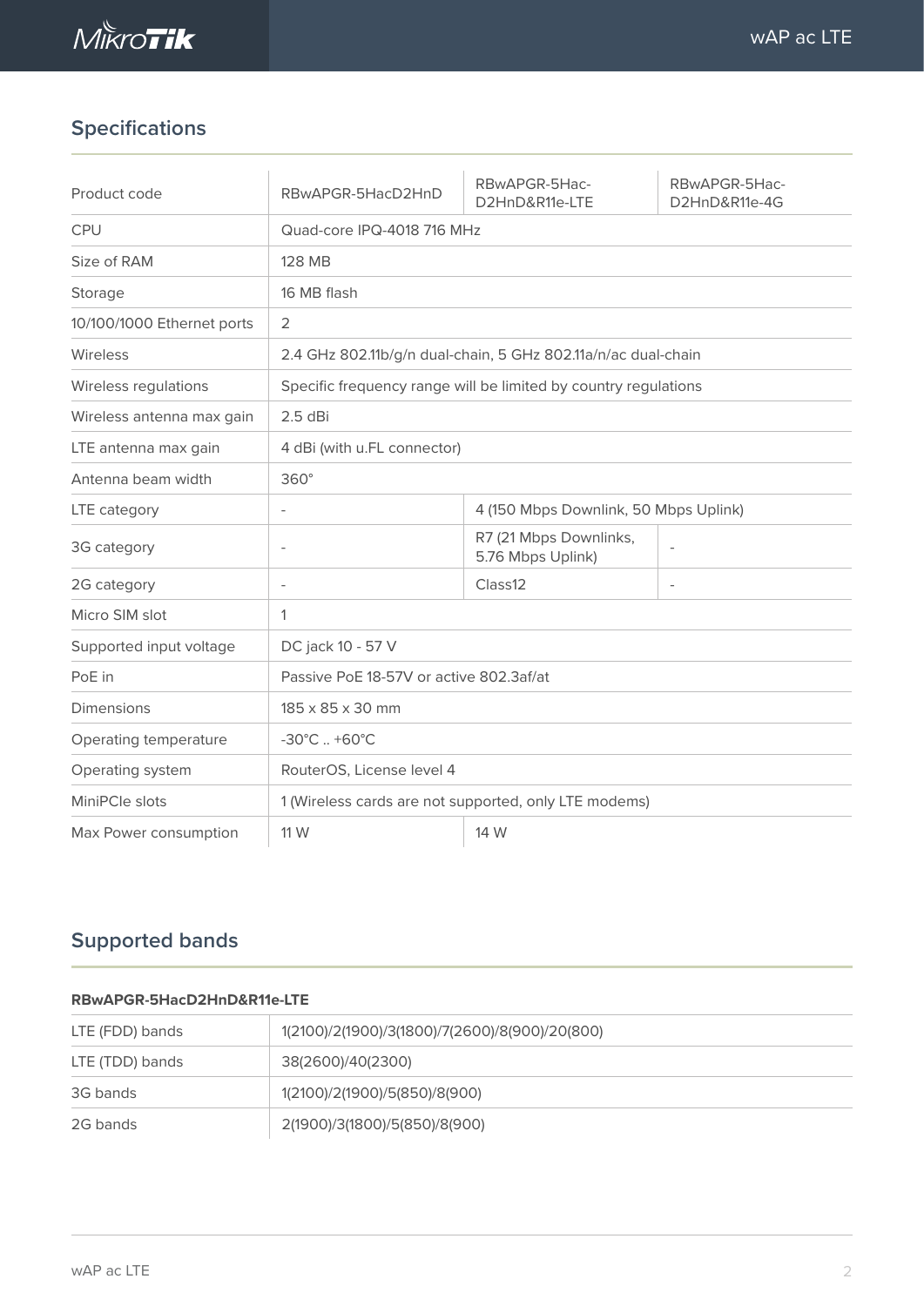## Specifications

| Product code | RBwAPGR-5HacD2HnD | RBwAPGR-5HacD2HnD&R11e-LTE | RBwAPGR-5HacD2HnD&R11e-4G |
|---|---|---|---|
| CPU | Quad-core IPQ-4018 716 MHz | | |
| Size of RAM | 128 MB | | |
| Storage | 16 MB flash | | |
| 10/100/1000 Ethernet ports | 2 | | |
| Wireless | 2.4 GHz 802.11b/g/n dual-chain, 5 GHz 802.11a/n/ac dual-chain | | |
| Wireless regulations | Specific frequency range will be limited by country regulations | | |
| Wireless antenna max gain | 2.5 dBi | | |
| LTE antenna max gain | 4 dBi (with u.FL connector) | | |
| Antenna beam width | 360° | | |
| LTE category | - | 4 (150 Mbps Downlink, 50 Mbps Uplink) | |
| 3G category | - | R7 (21 Mbps Downlinks, 5.76 Mbps Uplink) | - |
| 2G category | - | Class12 | - |
| Micro SIM slot | 1 | | |
| Supported input voltage | DC jack 10 - 57 V | | |
| PoE in | Passive PoE 18-57V or active 802.3af/at | | |
| Dimensions | 185 x 85 x 30 mm | | |
| Operating temperature | -30°C .. +60°C | | |
| Operating system | RouterOS, License level 4 | | |
| MiniPCIe slots | 1 (Wireless cards are not supported, only LTE modems) | | |
| Max Power consumption | 11 W | 14 W | |

## Supported bands

**RBwAPGR-5HacD2HnD&R11e-LTE**

| | |
|---|---|
| LTE (FDD) bands | 1(2100)/2(1900)/3(1800)/7(2600)/8(900)/20(800) |
| LTE (TDD) bands | 38(2600)/40(2300) |
| 3G bands | 1(2100)/2(1900)/5(850)/8(900) |
| 2G bands | 2(1900)/3(1800)/5(850)/8(900) |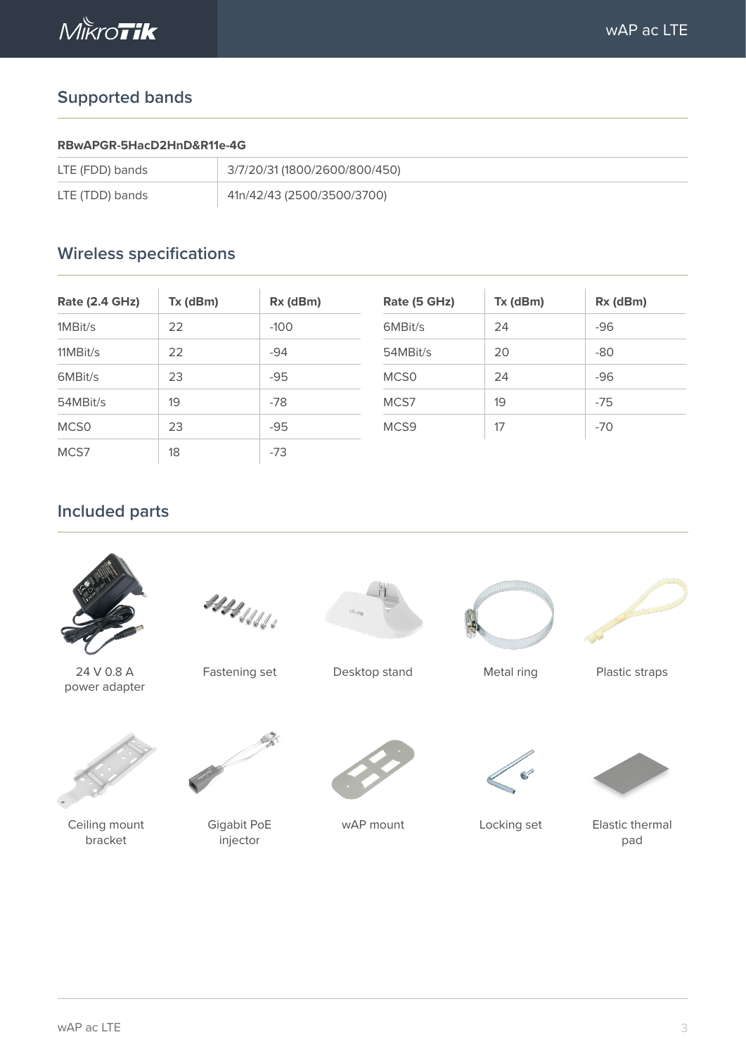## Supported bands

**RBwAPGR-5HacD2HnD&R11e-4G**

| | |
|---|---|
| LTE (FDD) bands | 3/7/20/31 (1800/2600/800/450) |
| LTE (TDD) bands | 41n/42/43 (2500/3500/3700) |

## Wireless specifications

| Rate (2.4 GHz) | Tx (dBm) | Rx (dBm) |
|---|---|---|
| 1MBit/s | 22 | -100 |
| 11MBit/s | 22 | -94 |
| 6MBit/s | 23 | -95 |
| 54MBit/s | 19 | -78 |
| MCS0 | 23 | -95 |
| MCS7 | 18 | -73 |

| Rate (5 GHz) | Tx (dBm) | Rx (dBm) |
|---|---|---|
| 6MBit/s | 24 | -96 |
| 54MBit/s | 20 | -80 |
| MCS0 | 24 | -96 |
| MCS7 | 19 | -75 |
| MCS9 | 17 | -70 |

## Included parts

24 V 0.8 A power adapter

Fastening set

Desktop stand

Metal ring

Plastic straps

Ceiling mount bracket

Gigabit PoE injector

wAP mount

Locking set

Elastic thermal pad